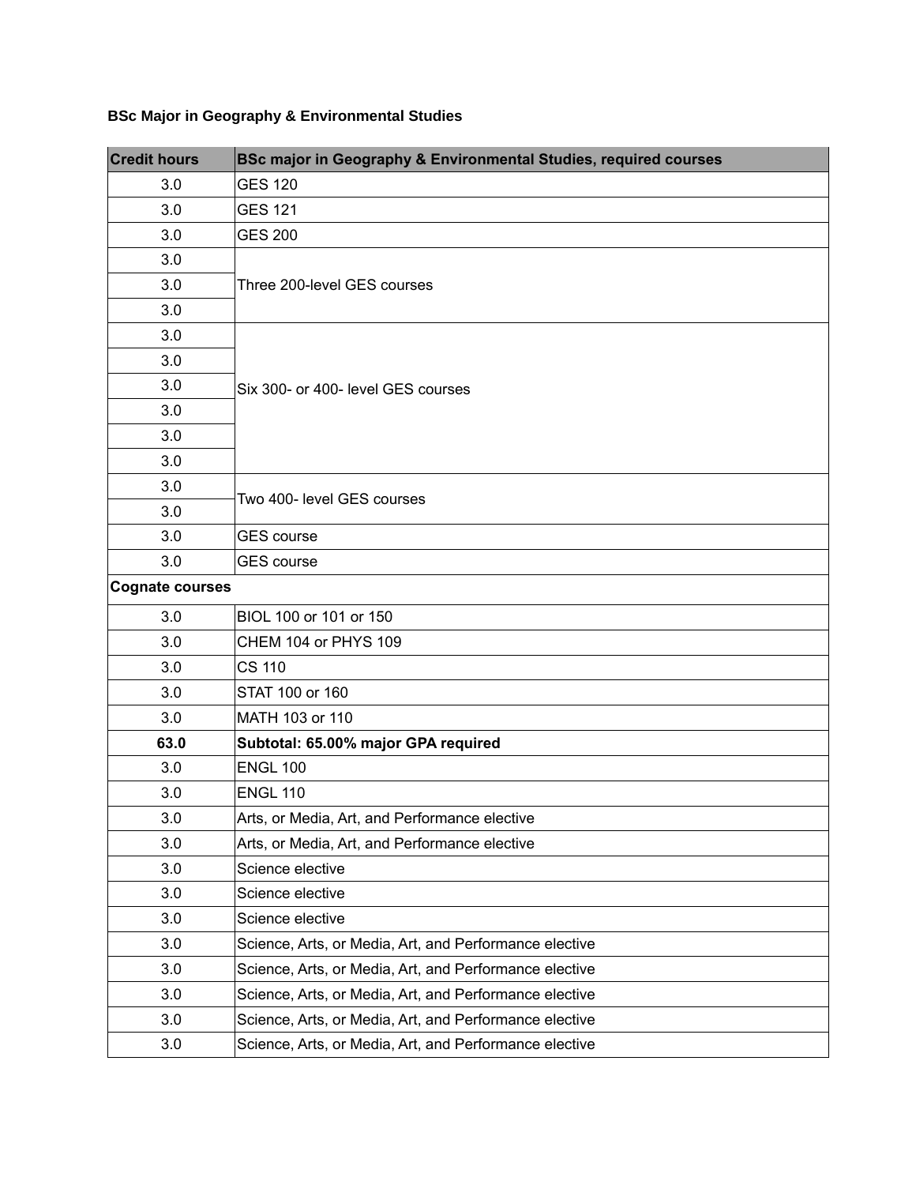**BSc Major in Geography & Environmental Studies**

| Credit hours | BSc major in Geography & Environmental Studies, required courses |
|---|---|
| 3.0 | GES 120 |
| 3.0 | GES 121 |
| 3.0 | GES 200 |
| 3.0 | Three 200-level GES courses |
| 3.0 | |
| 3.0 | |
| 3.0 | Six 300- or 400- level GES courses |
| 3.0 | |
| 3.0 | |
| 3.0 | |
| 3.0 | |
| 3.0 | |
| 3.0 | Two 400- level GES courses |
| 3.0 | |
| 3.0 | GES course |
| 3.0 | GES course |
| **Cognate courses** | |
| 3.0 | BIOL 100 or 101 or 150 |
| 3.0 | CHEM 104 or PHYS 109 |
| 3.0 | CS 110 |
| 3.0 | STAT 100 or 160 |
| 3.0 | MATH 103 or 110 |
| **63.0** | **Subtotal: 65.00% major GPA required** |
| 3.0 | ENGL 100 |
| 3.0 | ENGL 110 |
| 3.0 | Arts, or Media, Art, and Performance elective |
| 3.0 | Arts, or Media, Art, and Performance elective |
| 3.0 | Science elective |
| 3.0 | Science elective |
| 3.0 | Science elective |
| 3.0 | Science, Arts, or Media, Art, and Performance elective |
| 3.0 | Science, Arts, or Media, Art, and Performance elective |
| 3.0 | Science, Arts, or Media, Art, and Performance elective |
| 3.0 | Science, Arts, or Media, Art, and Performance elective |
| 3.0 | Science, Arts, or Media, Art, and Performance elective |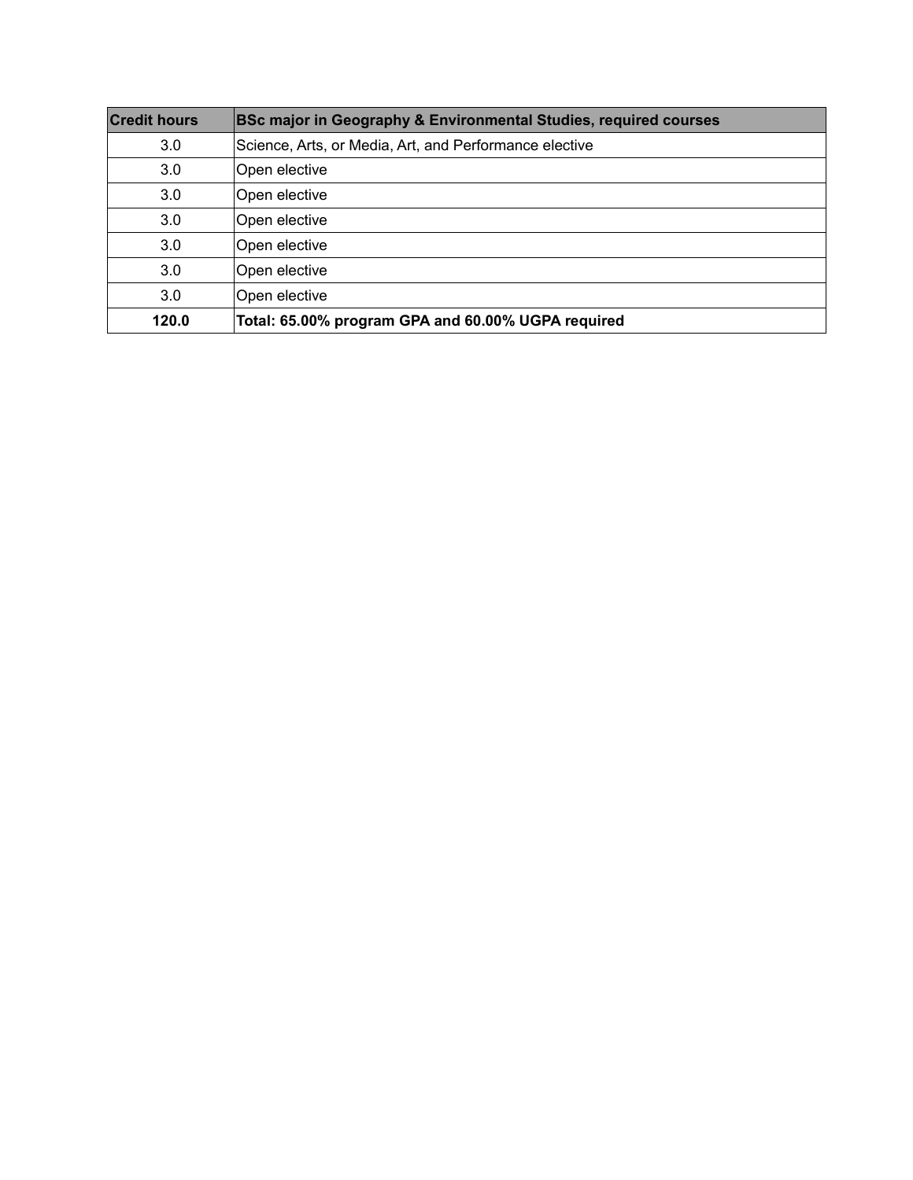| **Credit hours** | **BSc major in Geography & Environmental Studies, required courses** |
|---|---|
| 3.0 | Science, Arts, or Media, Art, and Performance elective |
| 3.0 | Open elective |
| 3.0 | Open elective |
| 3.0 | Open elective |
| 3.0 | Open elective |
| 3.0 | Open elective |
| 3.0 | Open elective |
| **120.0** | **Total: 65.00% program GPA and 60.00% UGPA required** |